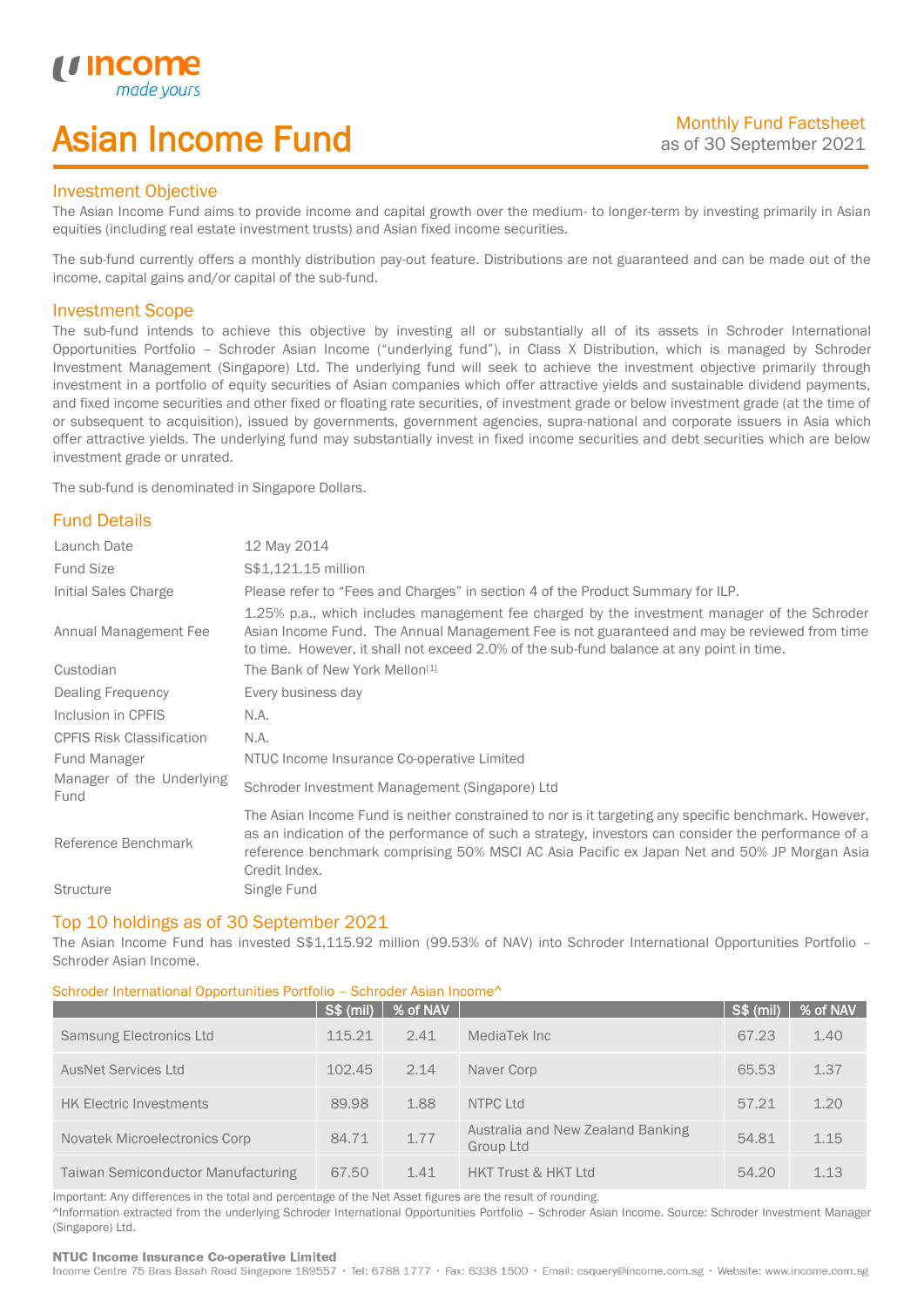# Asian Income Fund

Monthly Fund Factsheet
as of 30 September 2021

## Investment Objective

The Asian Income Fund aims to provide income and capital growth over the medium- to longer-term by investing primarily in Asian equities (including real estate investment trusts) and Asian fixed income securities.

The sub-fund currently offers a monthly distribution pay-out feature. Distributions are not guaranteed and can be made out of the income, capital gains and/or capital of the sub-fund.

## Investment Scope

The sub-fund intends to achieve this objective by investing all or substantially all of its assets in Schroder International Opportunities Portfolio – Schroder Asian Income ("underlying fund"), in Class X Distribution, which is managed by Schroder Investment Management (Singapore) Ltd. The underlying fund will seek to achieve the investment objective primarily through investment in a portfolio of equity securities of Asian companies which offer attractive yields and sustainable dividend payments, and fixed income securities and other fixed or floating rate securities, of investment grade or below investment grade (at the time of or subsequent to acquisition), issued by governments, government agencies, supra-national and corporate issuers in Asia which offer attractive yields. The underlying fund may substantially invest in fixed income securities and debt securities which are below investment grade or unrated.

The sub-fund is denominated in Singapore Dollars.

## Fund Details

| | |
|---|---|
| Launch Date | 12 May 2014 |
| Fund Size | S$1,121.15 million |
| Initial Sales Charge | Please refer to "Fees and Charges" in section 4 of the Product Summary for ILP. |
| Annual Management Fee | 1.25% p.a., which includes management fee charged by the investment manager of the Schroder Asian Income Fund. The Annual Management Fee is not guaranteed and may be reviewed from time to time. However, it shall not exceed 2.0% of the sub-fund balance at any point in time. |
| Custodian | The Bank of New York Mellon[1] |
| Dealing Frequency | Every business day |
| Inclusion in CPFIS | N.A. |
| CPFIS Risk Classification | N.A. |
| Fund Manager | NTUC Income Insurance Co-operative Limited |
| Manager of the Underlying Fund | Schroder Investment Management (Singapore) Ltd |
| Reference Benchmark | The Asian Income Fund is neither constrained to nor is it targeting any specific benchmark. However, as an indication of the performance of such a strategy, investors can consider the performance of a reference benchmark comprising 50% MSCI AC Asia Pacific ex Japan Net and 50% JP Morgan Asia Credit Index. |
| Structure | Single Fund |

## Top 10 holdings as of 30 September 2021

The Asian Income Fund has invested S$1,115.92 million (99.53% of NAV) into Schroder International Opportunities Portfolio – Schroder Asian Income.

Schroder International Opportunities Portfolio – Schroder Asian Income^

| | S$ (mil) | % of NAV | | S$ (mil) | % of NAV |
|---|---|---|---|---|---|
| Samsung Electronics Ltd | 115.21 | 2.41 | MediaTek Inc | 67.23 | 1.40 |
| AusNet Services Ltd | 102.45 | 2.14 | Naver Corp | 65.53 | 1.37 |
| HK Electric Investments | 89.98 | 1.88 | NTPC Ltd | 57.21 | 1.20 |
| Novatek Microelectronics Corp | 84.71 | 1.77 | Australia and New Zealand Banking Group Ltd | 54.81 | 1.15 |
| Taiwan Semiconductor Manufacturing | 67.50 | 1.41 | HKT Trust & HKT Ltd | 54.20 | 1.13 |

Important: Any differences in the total and percentage of the Net Asset figures are the result of rounding.

^Information extracted from the underlying Schroder International Opportunities Portfolio – Schroder Asian Income. Source: Schroder Investment Manager (Singapore) Ltd.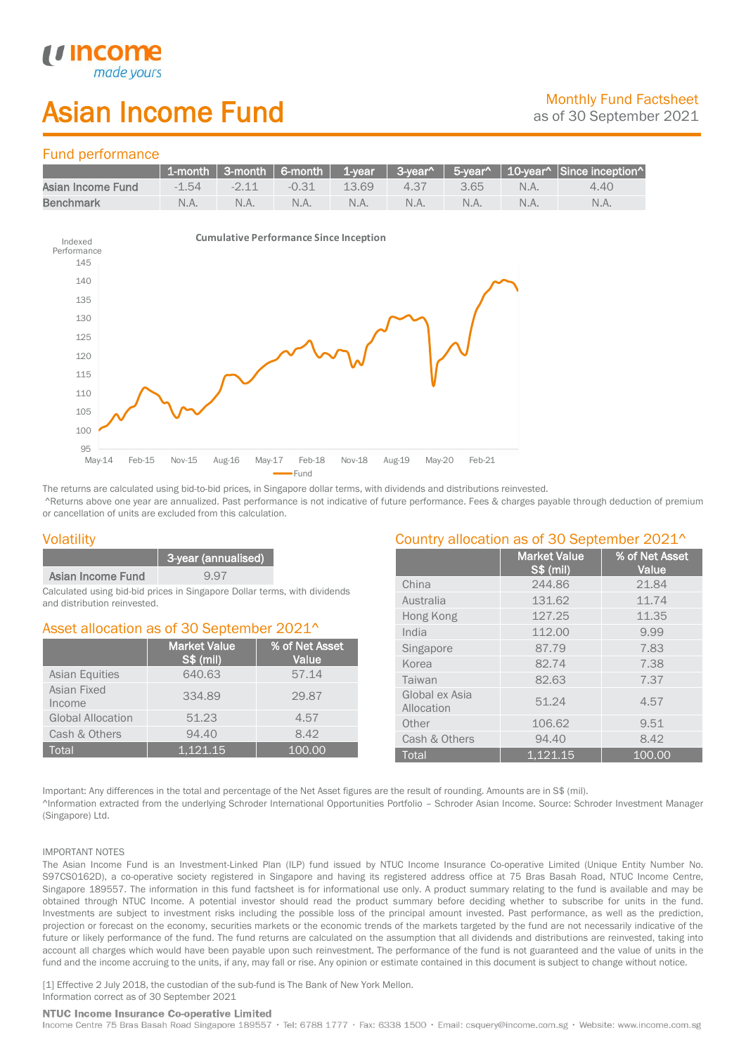# Asian Income Fund

Monthly Fund Factsheet
as of 30 September 2021

## Fund performance

| | 1-month | 3-month | 6-month | 1-year | 3-year^ | 5-year^ | 10-year^ | Since inception^ |
|---|---|---|---|---|---|---|---|---|
| Asian Income Fund | -1.54 | -2.11 | -0.31 | 13.69 | 4.37 | 3.65 | N.A. | 4.40 |
| Benchmark | N.A. | N.A. | N.A. | N.A. | N.A. | N.A. | N.A. | N.A. |

Cumulative Performance Since Inception

Indexed Performance

145
140
135
130
125
120
115
110
105
100
95

May-14 Feb-15 Nov-15 Aug-16 May-17 Feb-18 Nov-18 Aug-19 May-20 Feb-21

Fund

The returns are calculated using bid-to-bid prices, in Singapore dollar terms, with dividends and distributions reinvested.
^Returns above one year are annualized. Past performance is not indicative of future performance. Fees & charges payable through deduction of premium or cancellation of units are excluded from this calculation.

## Volatility

| | 3-year (annualised) |
|---|---|
| Asian Income Fund | 9.97 |

Calculated using bid-bid prices in Singapore Dollar terms, with dividends and distribution reinvested.

## Asset allocation as of 30 September 2021^

| | Market Value S$ (mil) | % of Net Asset Value |
|---|---|---|
| Asian Equities | 640.63 | 57.14 |
| Asian Fixed Income | 334.89 | 29.87 |
| Global Allocation | 51.23 | 4.57 |
| Cash & Others | 94.40 | 8.42 |
| Total | 1,121.15 | 100.00 |

## Country allocation as of 30 September 2021^

| | Market Value S$ (mil) | % of Net Asset Value |
|---|---|---|
| China | 244.86 | 21.84 |
| Australia | 131.62 | 11.74 |
| Hong Kong | 127.25 | 11.35 |
| India | 112.00 | 9.99 |
| Singapore | 87.79 | 7.83 |
| Korea | 82.74 | 7.38 |
| Taiwan | 82.63 | 7.37 |
| Global ex Asia Allocation | 51.24 | 4.57 |
| Other | 106.62 | 9.51 |
| Cash & Others | 94.40 | 8.42 |
| Total | 1,121.15 | 100.00 |

Important: Any differences in the total and percentage of the Net Asset figures are the result of rounding. Amounts are in S$ (mil).
^Information extracted from the underlying Schroder International Opportunities Portfolio – Schroder Asian Income. Source: Schroder Investment Manager (Singapore) Ltd.

IMPORTANT NOTES
The Asian Income Fund is an Investment-Linked Plan (ILP) fund issued by NTUC Income Insurance Co-operative Limited (Unique Entity Number No. S97CS0162D), a co-operative society registered in Singapore and having its registered address office at 75 Bras Basah Road, NTUC Income Centre, Singapore 189557. The information in this fund factsheet is for informational use only. A product summary relating to the fund is available and may be obtained through NTUC Income. A potential investor should read the product summary before deciding whether to subscribe for units in the fund. Investments are subject to investment risks including the possible loss of the principal amount invested. Past performance, as well as the prediction, projection or forecast on the economy, securities markets or the economic trends of the markets targeted by the fund are not necessarily indicative of the future or likely performance of the fund. The fund returns are calculated on the assumption that all dividends and distributions are reinvested, taking into account all charges which would have been payable upon such reinvestment. The performance of the fund is not guaranteed and the value of units in the fund and the income accruing to the units, if any, may fall or rise. Any opinion or estimate contained in this document is subject to change without notice.

[1] Effective 2 July 2018, the custodian of the sub-fund is The Bank of New York Mellon.
Information correct as of 30 September 2021

**NTUC Income Insurance Co-operative Limited**
Income Centre 75 Bras Basah Road Singapore 189557 • Tel: 6788 1777 • Fax: 6338 1500 • Email: csquery@income.com.sg • Website: www.income.com.sg